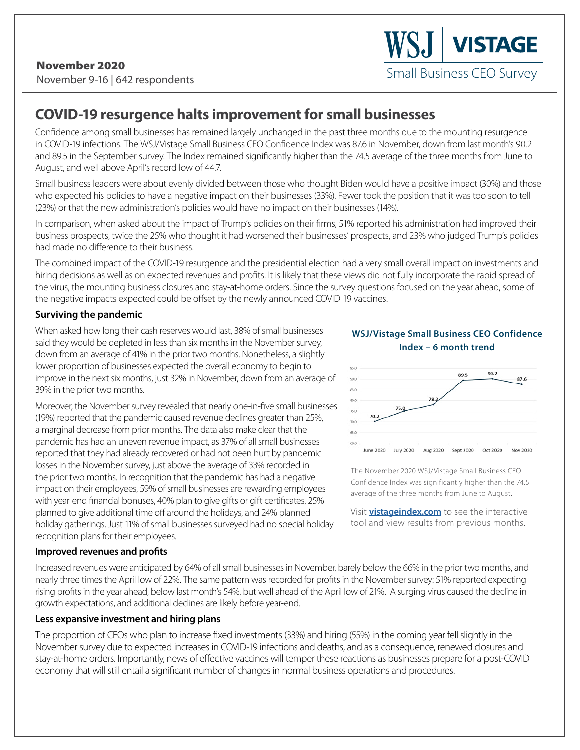**November 2020**
November 9-16 | 642 respondents

WSJ | VISTAGE
Small Business CEO Survey

# COVID-19 resurgence halts improvement for small businesses

Confidence among small businesses has remained largely unchanged in the past three months due to the mounting resurgence in COVID-19 infections. The WSJ/Vistage Small Business CEO Confidence Index was 87.6 in November, down from last month's 90.2 and 89.5 in the September survey. The Index remained significantly higher than the 74.5 average of the three months from June to August, and well above April's record low of 44.7.

Small business leaders were about evenly divided between those who thought Biden would have a positive impact (30%) and those who expected his policies to have a negative impact on their businesses (33%). Fewer took the position that it was too soon to tell (23%) or that the new administration's policies would have no impact on their businesses (14%).

In comparison, when asked about the impact of Trump's policies on their firms, 51% reported his administration had improved their business prospects, twice the 25% who thought it had worsened their businesses' prospects, and 23% who judged Trump's policies had made no difference to their business.

The combined impact of the COVID-19 resurgence and the presidential election had a very small overall impact on investments and hiring decisions as well as on expected revenues and profits. It is likely that these views did not fully incorporate the rapid spread of the virus, the mounting business closures and stay-at-home orders. Since the survey questions focused on the year ahead, some of the negative impacts expected could be offset by the newly announced COVID-19 vaccines.

### Surviving the pandemic

When asked how long their cash reserves would last, 38% of small businesses said they would be depleted in less than six months in the November survey, down from an average of 41% in the prior two months. Nonetheless, a slightly lower proportion of businesses expected the overall economy to begin to improve in the next six months, just 32% in November, down from an average of 39% in the prior two months.

Moreover, the November survey revealed that nearly one-in-five small businesses (19%) reported that the pandemic caused revenue declines greater than 25%, a marginal decrease from prior months. The data also make clear that the pandemic has had an uneven revenue impact, as 37% of all small businesses reported that they had already recovered or had not been hurt by pandemic losses in the November survey, just above the average of 33% recorded in the prior two months. In recognition that the pandemic has had a negative impact on their employees, 59% of small businesses are rewarding employees with year-end financial bonuses, 40% plan to give gifts or gift certificates, 25% planned to give additional time off around the holidays, and 24% planned holiday gatherings. Just 11% of small businesses surveyed had no special holiday recognition plans for their employees.

**WSJ/Vistage Small Business CEO Confidence Index – 6 month trend**

| Month | Index |
|---|---|
| June 2020 | 70.2 |
| July 2020 | 75.0 |
| Aug 2020 | 78.2 |
| Sept 2020 | 89.5 |
| Oct 2020 | 90.2 |
| Nov 2020 | 87.6 |

The November 2020 WSJ/Vistage Small Business CEO Confidence Index was significantly higher than the 74.5 average of the three months from June to August.

Visit **vistageindex.com** to see the interactive tool and view results from previous months.

### Improved revenues and profits

Increased revenues were anticipated by 64% of all small businesses in November, barely below the 66% in the prior two months, and nearly three times the April low of 22%. The same pattern was recorded for profits in the November survey: 51% reported expecting rising profits in the year ahead, below last month's 54%, but well ahead of the April low of 21%. A surging virus caused the decline in growth expectations, and additional declines are likely before year-end.

### Less expansive investment and hiring plans

The proportion of CEOs who plan to increase fixed investments (33%) and hiring (55%) in the coming year fell slightly in the November survey due to expected increases in COVID-19 infections and deaths, and as a consequence, renewed closures and stay-at-home orders. Importantly, news of effective vaccines will temper these reactions as businesses prepare for a post-COVID economy that will still entail a significant number of changes in normal business operations and procedures.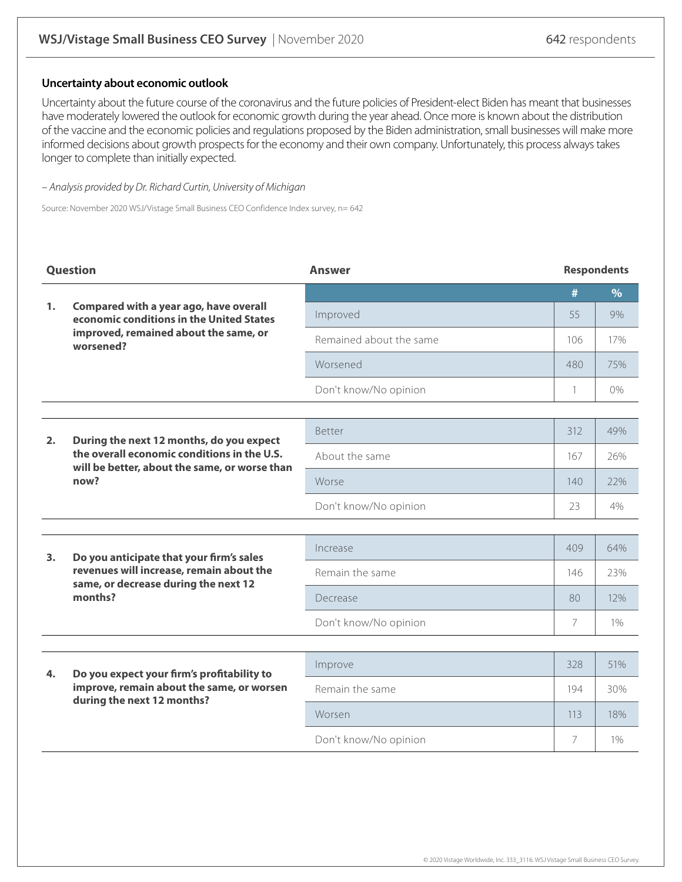## Uncertainty about economic outlook

Uncertainty about the future course of the coronavirus and the future policies of President-elect Biden has meant that businesses have moderately lowered the outlook for economic growth during the year ahead. Once more is known about the distribution of the vaccine and the economic policies and regulations proposed by the Biden administration, small businesses will make more informed decisions about growth prospects for the economy and their own company. Unfortunately, this process always takes longer to complete than initially expected.

*– Analysis provided by Dr. Richard Curtin, University of Michigan*

Source: November 2020 WSJ/Vistage Small Business CEO Confidence Index survey, n= 642

| Question | Answer | # | % |
|---|---|---|---|
| **1. Compared with a year ago, have overall economic conditions in the United States improved, remained about the same, or worsened?** | Improved | 55 | 9% |
| | Remained about the same | 106 | 17% |
| | Worsened | 480 | 75% |
| | Don't know/No opinion | 1 | 0% |
| **2. During the next 12 months, do you expect the overall economic conditions in the U.S. will be better, about the same, or worse than now?** | Better | 312 | 49% |
| | About the same | 167 | 26% |
| | Worse | 140 | 22% |
| | Don't know/No opinion | 23 | 4% |
| **3. Do you anticipate that your firm's sales revenues will increase, remain about the same, or decrease during the next 12 months?** | Increase | 409 | 64% |
| | Remain the same | 146 | 23% |
| | Decrease | 80 | 12% |
| | Don't know/No opinion | 7 | 1% |
| **4. Do you expect your firm's profitability to improve, remain about the same, or worsen during the next 12 months?** | Improve | 328 | 51% |
| | Remain the same | 194 | 30% |
| | Worsen | 113 | 18% |
| | Don't know/No opinion | 7 | 1% |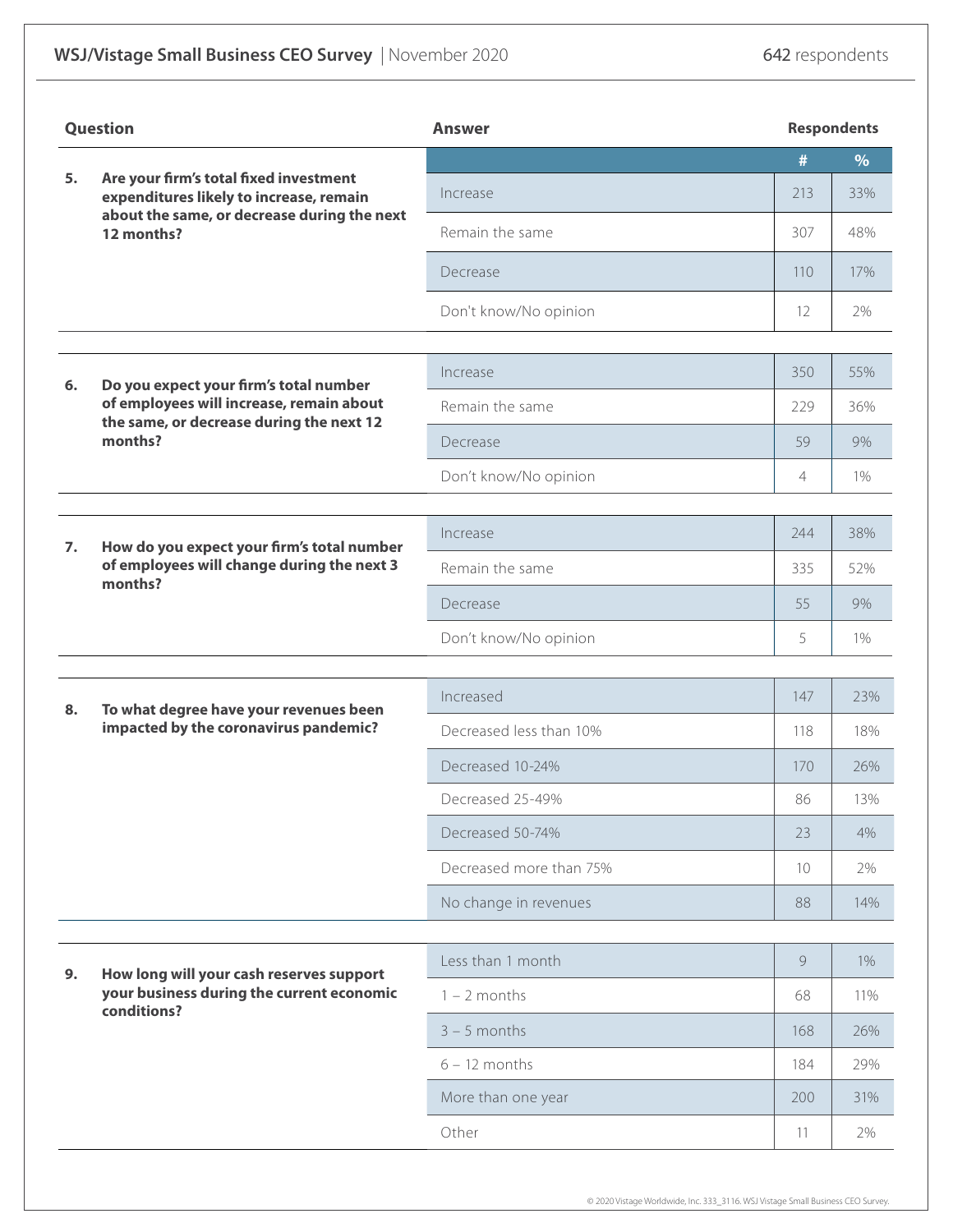## WSJ/Vistage Small Business CEO Survey | November 2020

642 respondents

| Question | Answer | # | % |
|---|---|---|---|
| 5. Are your firm's total fixed investment expenditures likely to increase, remain about the same, or decrease during the next 12 months? | Increase | 213 | 33% |
| | Remain the same | 307 | 48% |
| | Decrease | 110 | 17% |
| | Don't know/No opinion | 12 | 2% |
| 6. Do you expect your firm's total number of employees will increase, remain about the same, or decrease during the next 12 months? | Increase | 350 | 55% |
| | Remain the same | 229 | 36% |
| | Decrease | 59 | 9% |
| | Don't know/No opinion | 4 | 1% |
| 7. How do you expect your firm's total number of employees will change during the next 3 months? | Increase | 244 | 38% |
| | Remain the same | 335 | 52% |
| | Decrease | 55 | 9% |
| | Don't know/No opinion | 5 | 1% |
| 8. To what degree have your revenues been impacted by the coronavirus pandemic? | Increased | 147 | 23% |
| | Decreased less than 10% | 118 | 18% |
| | Decreased 10-24% | 170 | 26% |
| | Decreased 25-49% | 86 | 13% |
| | Decreased 50-74% | 23 | 4% |
| | Decreased more than 75% | 10 | 2% |
| | No change in revenues | 88 | 14% |
| 9. How long will your cash reserves support your business during the current economic conditions? | Less than 1 month | 9 | 1% |
| | 1 – 2 months | 68 | 11% |
| | 3 – 5 months | 168 | 26% |
| | 6 – 12 months | 184 | 29% |
| | More than one year | 200 | 31% |
| | Other | 11 | 2% |

© 2020 Vistage Worldwide, Inc. 333_3116. WSJ Vistage Small Business CEO Survey.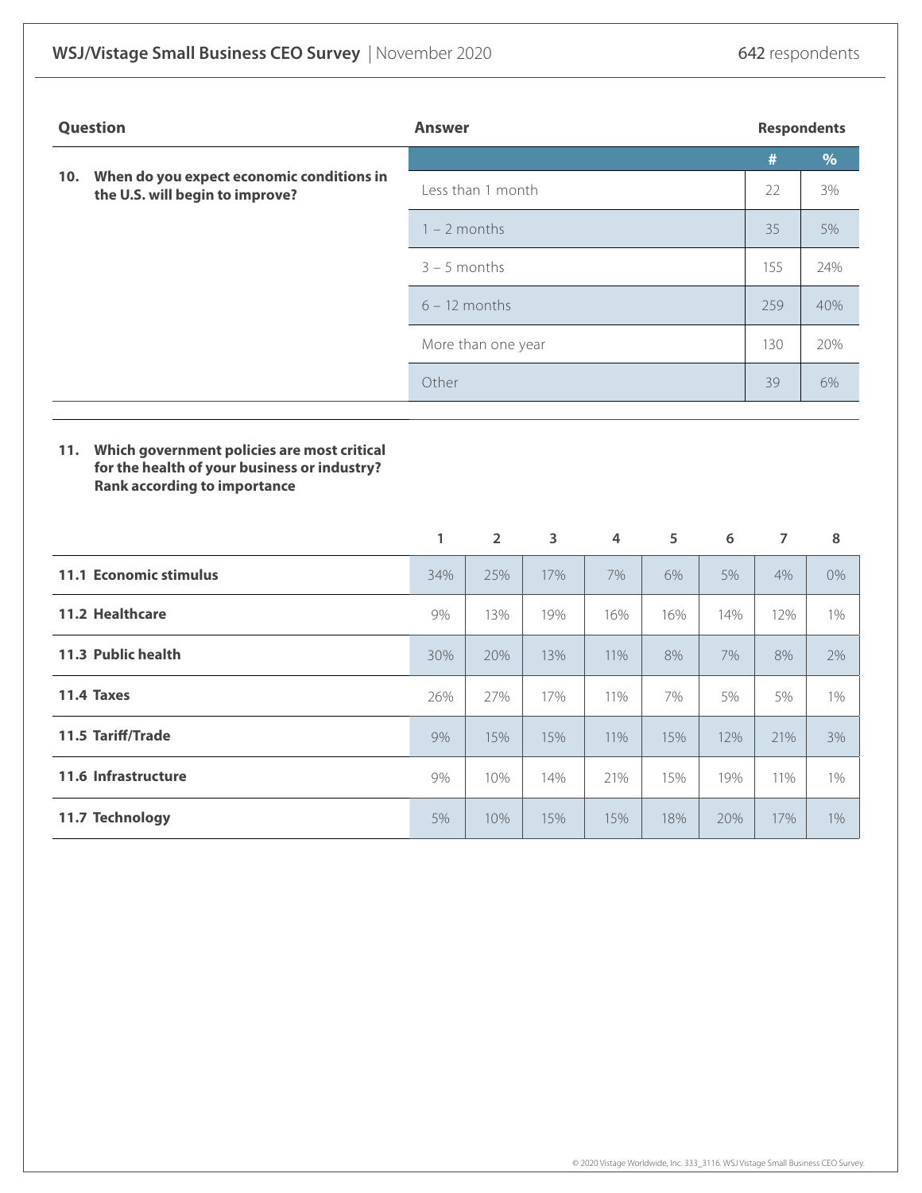| Question | Answer | # | % |
|---|---|---|---|
| **10. When do you expect economic conditions in the U.S. will begin to improve?** | Less than 1 month | 22 | 3% |
| | 1 – 2 months | 35 | 5% |
| | 3 – 5 months | 155 | 24% |
| | 6 – 12 months | 259 | 40% |
| | More than one year | 130 | 20% |
| | Other | 39 | 6% |

**11. Which government policies are most critical for the health of your business or industry? Rank according to importance**

| | 1 | 2 | 3 | 4 | 5 | 6 | 7 | 8 |
|---|---|---|---|---|---|---|---|---|
| **11.1 Economic stimulus** | 34% | 25% | 17% | 7% | 6% | 5% | 4% | 0% |
| **11.2 Healthcare** | 9% | 13% | 19% | 16% | 16% | 14% | 12% | 1% |
| **11.3 Public health** | 30% | 20% | 13% | 11% | 8% | 7% | 8% | 2% |
| **11.4 Taxes** | 26% | 27% | 17% | 11% | 7% | 5% | 5% | 1% |
| **11.5 Tariff/Trade** | 9% | 15% | 15% | 11% | 15% | 12% | 21% | 3% |
| **11.6 Infrastructure** | 9% | 10% | 14% | 21% | 15% | 19% | 11% | 1% |
| **11.7 Technology** | 5% | 10% | 15% | 15% | 18% | 20% | 17% | 1% |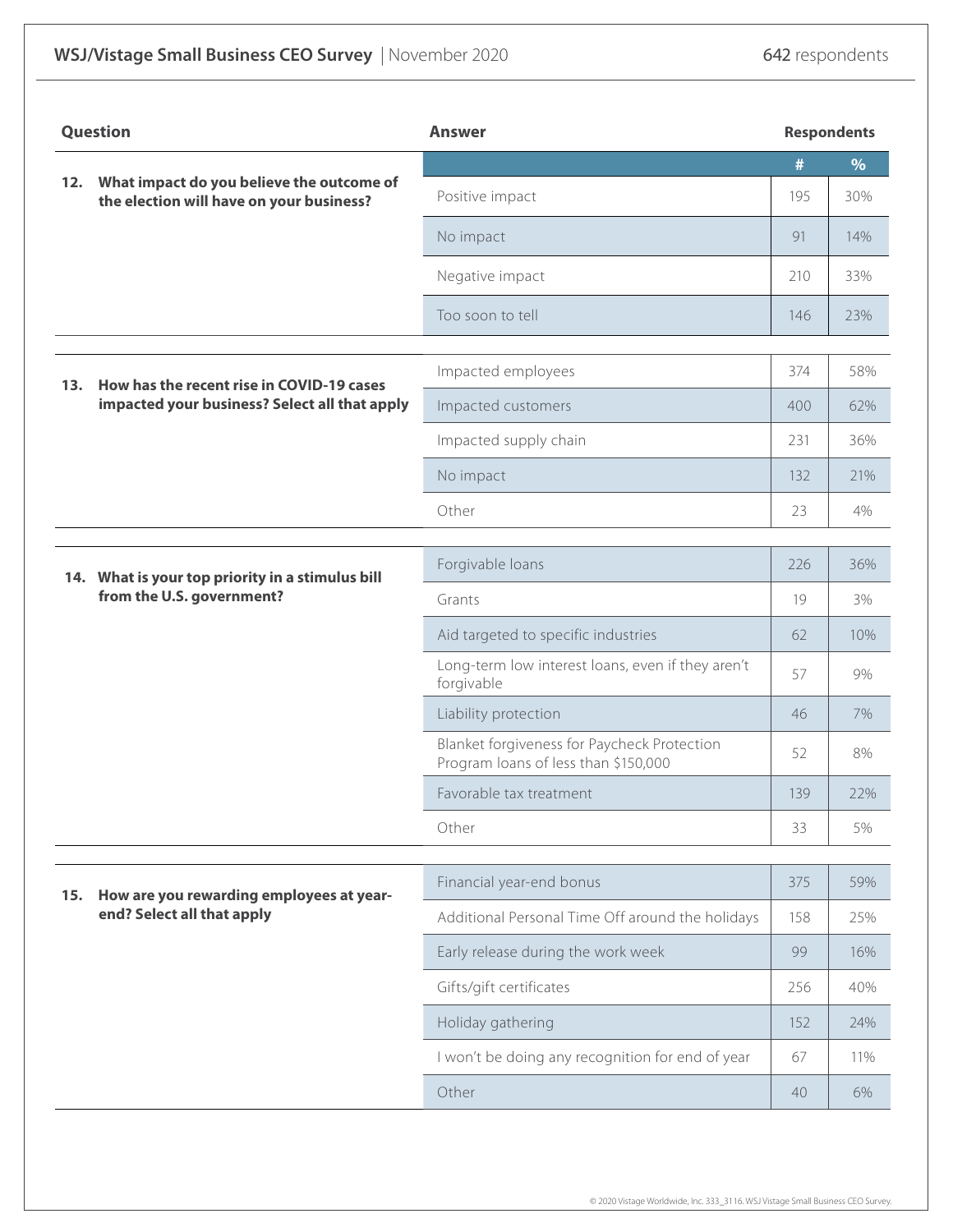| Question | Answer | # | % |
|---|---|---|---|
| **12. What impact do you believe the outcome of the election will have on your business?** | Positive impact | 195 | 30% |
| | No impact | 91 | 14% |
| | Negative impact | 210 | 33% |
| | Too soon to tell | 146 | 23% |
| **13. How has the recent rise in COVID-19 cases impacted your business? Select all that apply** | Impacted employees | 374 | 58% |
| | Impacted customers | 400 | 62% |
| | Impacted supply chain | 231 | 36% |
| | No impact | 132 | 21% |
| | Other | 23 | 4% |
| **14. What is your top priority in a stimulus bill from the U.S. government?** | Forgivable loans | 226 | 36% |
| | Grants | 19 | 3% |
| | Aid targeted to specific industries | 62 | 10% |
| | Long-term low interest loans, even if they aren't forgivable | 57 | 9% |
| | Liability protection | 46 | 7% |
| | Blanket forgiveness for Paycheck Protection Program loans of less than $150,000 | 52 | 8% |
| | Favorable tax treatment | 139 | 22% |
| | Other | 33 | 5% |
| **15. How are you rewarding employees at year-end? Select all that apply** | Financial year-end bonus | 375 | 59% |
| | Additional Personal Time Off around the holidays | 158 | 25% |
| | Early release during the work week | 99 | 16% |
| | Gifts/gift certificates | 256 | 40% |
| | Holiday gathering | 152 | 24% |
| | I won't be doing any recognition for end of year | 67 | 11% |
| | Other | 40 | 6% |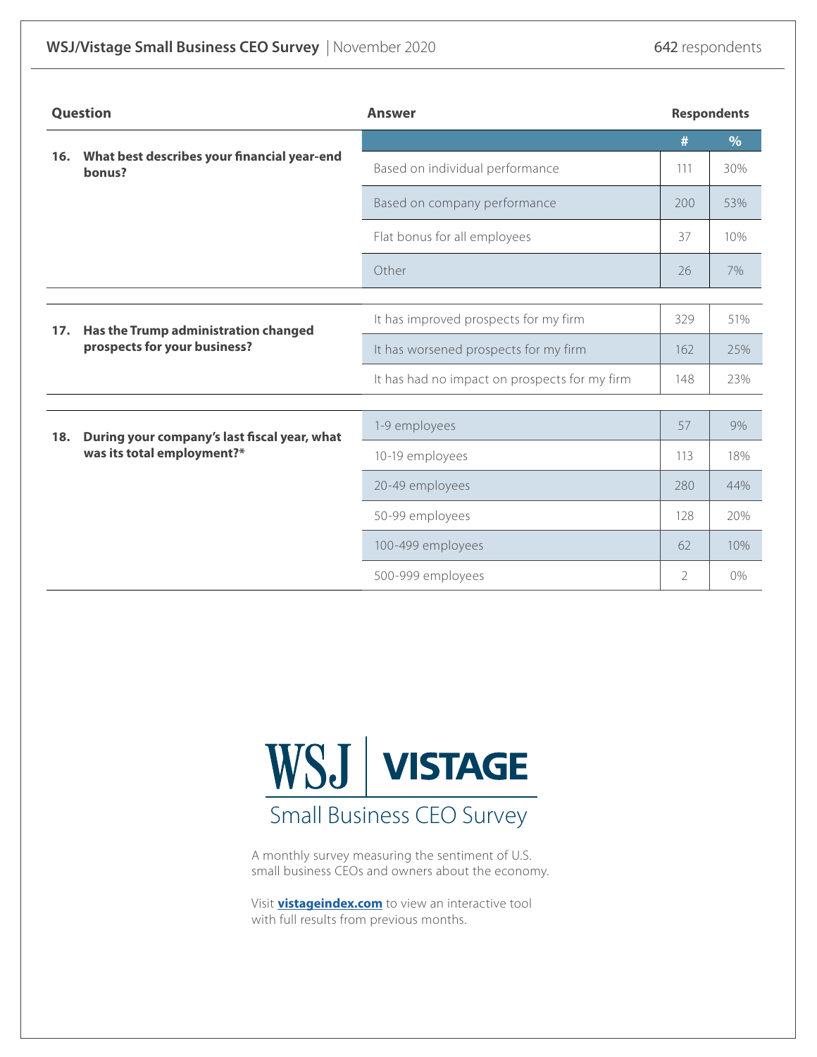| Question | Answer | # | % |
|---|---|---|---|
| **16. What best describes your financial year-end bonus?** | Based on individual performance | 111 | 30% |
| | Based on company performance | 200 | 53% |
| | Flat bonus for all employees | 37 | 10% |
| | Other | 26 | 7% |
| **17. Has the Trump administration changed prospects for your business?** | It has improved prospects for my firm | 329 | 51% |
| | It has worsened prospects for my firm | 162 | 25% |
| | It has had no impact on prospects for my firm | 148 | 23% |
| **18. During your company's last fiscal year, what was its total employment?*** | 1-9 employees | 57 | 9% |
| | 10-19 employees | 113 | 18% |
| | 20-49 employees | 280 | 44% |
| | 50-99 employees | 128 | 20% |
| | 100-499 employees | 62 | 10% |
| | 500-999 employees | 2 | 0% |

**WSJ | VISTAGE**

Small Business CEO Survey

A monthly survey measuring the sentiment of U.S. small business CEOs and owners about the economy.

Visit **vistageindex.com** to view an interactive tool with full results from previous months.